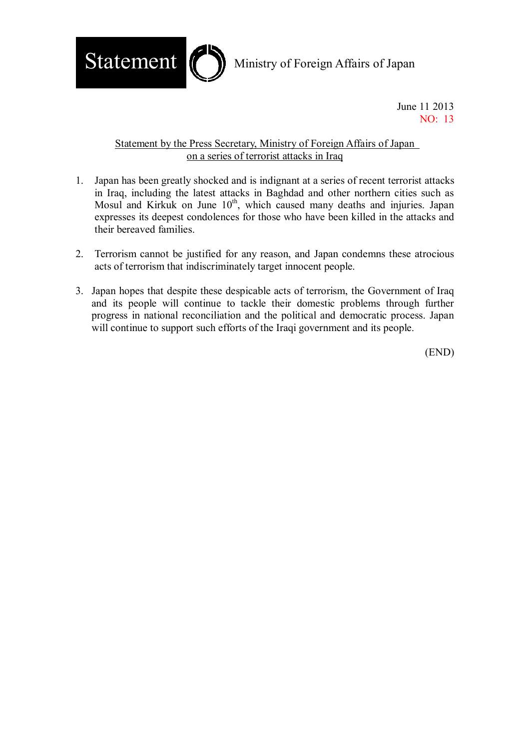**Statement** Ministry of Foreign Affairs of Japan

June 11 2013
NO: 13

## Statement by the Press Secretary, Ministry of Foreign Affairs of Japan on a series of terrorist attacks in Iraq

1. Japan has been greatly shocked and is indignant at a series of recent terrorist attacks in Iraq, including the latest attacks in Baghdad and other northern cities such as Mosul and Kirkuk on June 10th, which caused many deaths and injuries. Japan expresses its deepest condolences for those who have been killed in the attacks and their bereaved families.

2. Terrorism cannot be justified for any reason, and Japan condemns these atrocious acts of terrorism that indiscriminately target innocent people.

3. Japan hopes that despite these despicable acts of terrorism, the Government of Iraq and its people will continue to tackle their domestic problems through further progress in national reconciliation and the political and democratic process. Japan will continue to support such efforts of the Iraqi government and its people.

(END)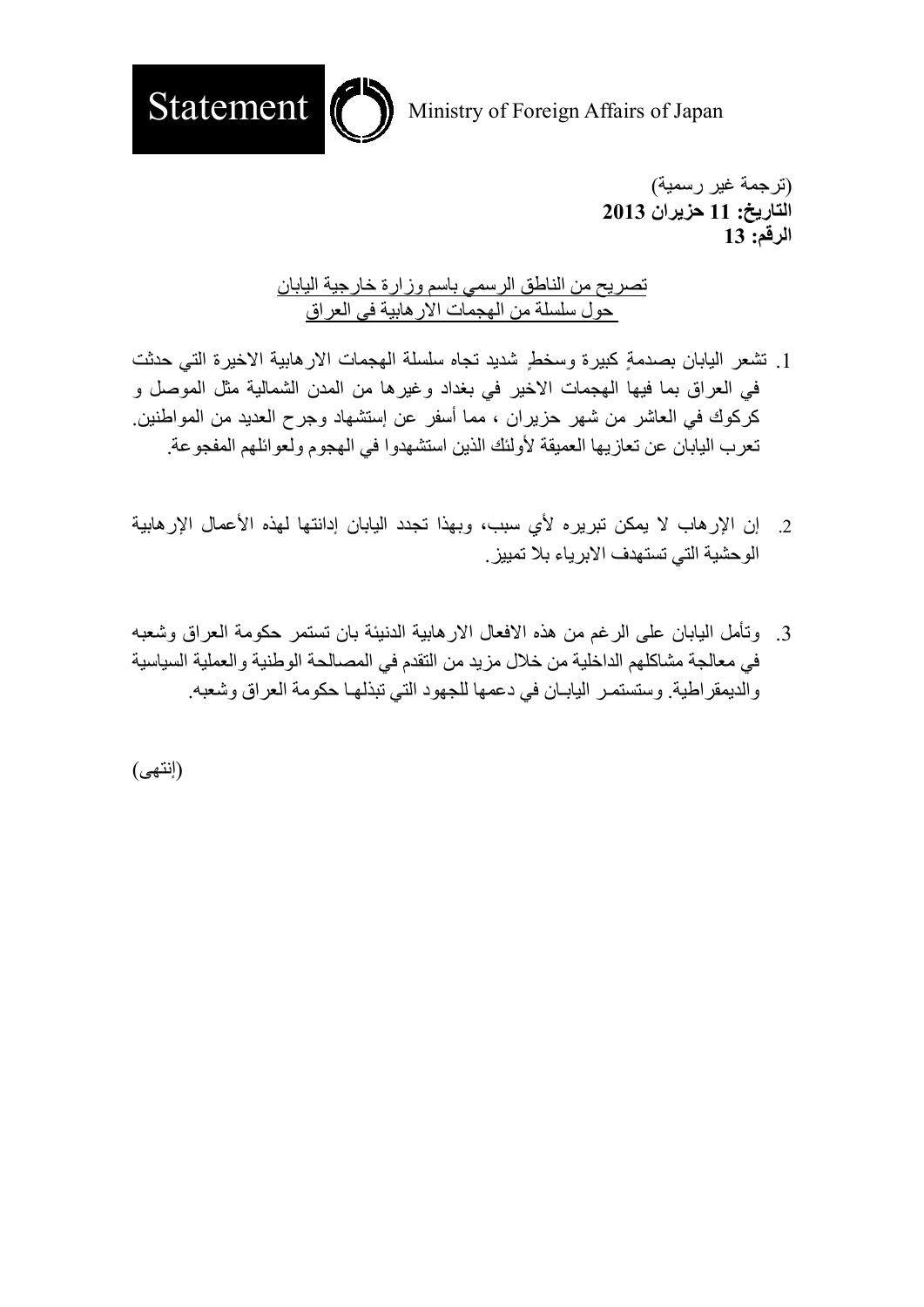Statement Ministry of Foreign Affairs of Japan

(ترجمة غير رسمية)
**التاريخ: 11 حزيران 2013**
**الرقم: 13**

تصريح من الناطق الرسمي باسم وزارة خارجية اليابان
حول سلسلة من الهجمات الارهابية في العراق

1. تشعر اليابان بصدمةٍ كبيرة وسخطٍ شديد تجاه سلسلة الهجمات الارهابية الاخيرة التي حدثت في العراق بما فيها الهجمات الاخير في بغداد وغيرها من المدن الشمالية مثل الموصل و كركوك في العاشر من شهر حزيران ، مما أسفر عن إستشهاد وجرح العديد من المواطنين. تعرب اليابان عن تعازيها العميقة لأولئك الذين استشهدوا في الهجوم ولعوائلهم المفجوعة.

2. إن الإرهاب لا يمكن تبريره لأي سبب، وبهذا تجدد اليابان إدانتها لهذه الأعمال الإرهابية الوحشية التي تستهدف الابرياء بلا تمييز.

3. وتأمل اليابان على الرغم من هذه الافعال الارهابية الدنيئة بان تستمر حكومة العراق وشعبه في معالجة مشاكلهم الداخلية من خلال مزيد من التقدم في المصالحة الوطنية والعملية السياسية والديمقراطية. وستستمر اليابان في دعمها للجهود التي تبذلها حكومة العراق وشعبه.

(إنتهى)